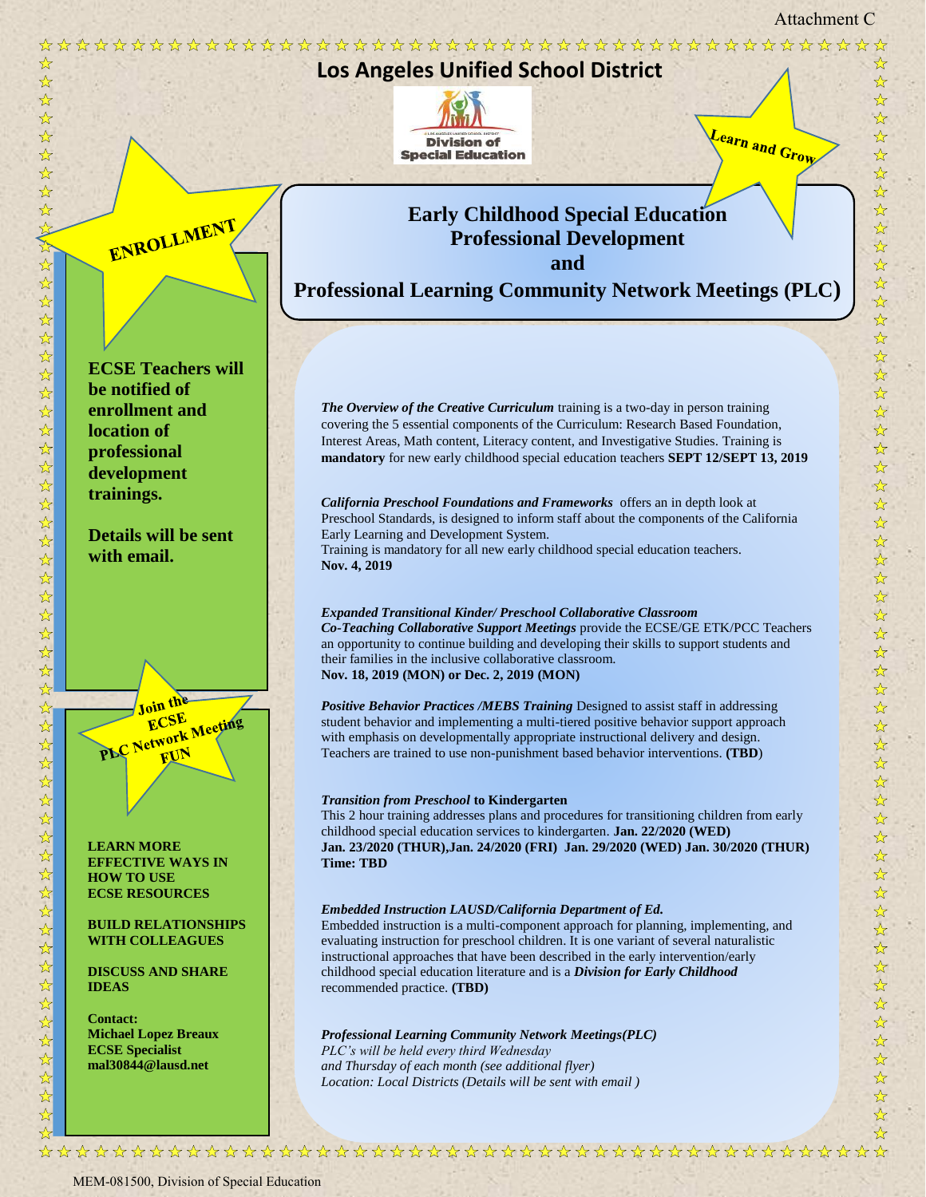Attachment C

# Los Angeles Unified School District

Division of Special Education

Learn and Grow

## Early Childhood Special Education Professional Development and Professional Learning Community Network Meetings (PLC)

ENROLLMENT

**ECSE Teachers will be notified of enrollment and location of professional development trainings.**

**Details will be sent with email.**

Join the ECSE PLC Network Meeting FUN

**LEARN MORE EFFECTIVE WAYS IN HOW TO USE ECSE RESOURCES**

**BUILD RELATIONSHIPS WITH COLLEAGUES**

**DISCUSS AND SHARE IDEAS**

**Contact:**
**Michael Lopez Breaux**
**ECSE Specialist**
**mal30844@lausd.net**

***The Overview of the Creative Curriculum*** training is a two-day in person training covering the 5 essential components of the Curriculum: Research Based Foundation, Interest Areas, Math content, Literacy content, and Investigative Studies. Training is **mandatory** for new early childhood special education teachers **SEPT 12/SEPT 13, 2019**

***California Preschool Foundations and Frameworks*** offers an in depth look at Preschool Standards, is designed to inform staff about the components of the California Early Learning and Development System.
Training is mandatory for all new early childhood special education teachers.
**Nov. 4, 2019**

***Expanded Transitional Kinder/ Preschool Collaborative Classroom Co-Teaching Collaborative Support Meetings*** provide the ECSE/GE ETK/PCC Teachers an opportunity to continue building and developing their skills to support students and their families in the inclusive collaborative classroom.
**Nov. 18, 2019 (MON) or Dec. 2, 2019 (MON)**

***Positive Behavior Practices /MEBS Training*** Designed to assist staff in addressing student behavior and implementing a multi-tiered positive behavior support approach with emphasis on developmentally appropriate instructional delivery and design. Teachers are trained to use non-punishment based behavior interventions. **(TBD)**

***Transition from Preschool* to Kindergarten**
This 2 hour training addresses plans and procedures for transitioning children from early childhood special education services to kindergarten. **Jan. 22/2020 (WED)**
**Jan. 23/2020 (THUR),Jan. 24/2020 (FRI) Jan. 29/2020 (WED) Jan. 30/2020 (THUR)**
**Time: TBD**

***Embedded Instruction LAUSD/California Department of Ed.***
Embedded instruction is a multi-component approach for planning, implementing, and evaluating instruction for preschool children. It is one variant of several naturalistic instructional approaches that have been described in the early intervention/early childhood special education literature and is a ***Division for Early Childhood*** recommended practice. **(TBD)**

***Professional Learning Community Network Meetings(PLC)***
*PLC's will be held every third Wednesday*
*and Thursday of each month (see additional flyer)*
*Location: Local Districts (Details will be sent with email )*

MEM-081500, Division of Special Education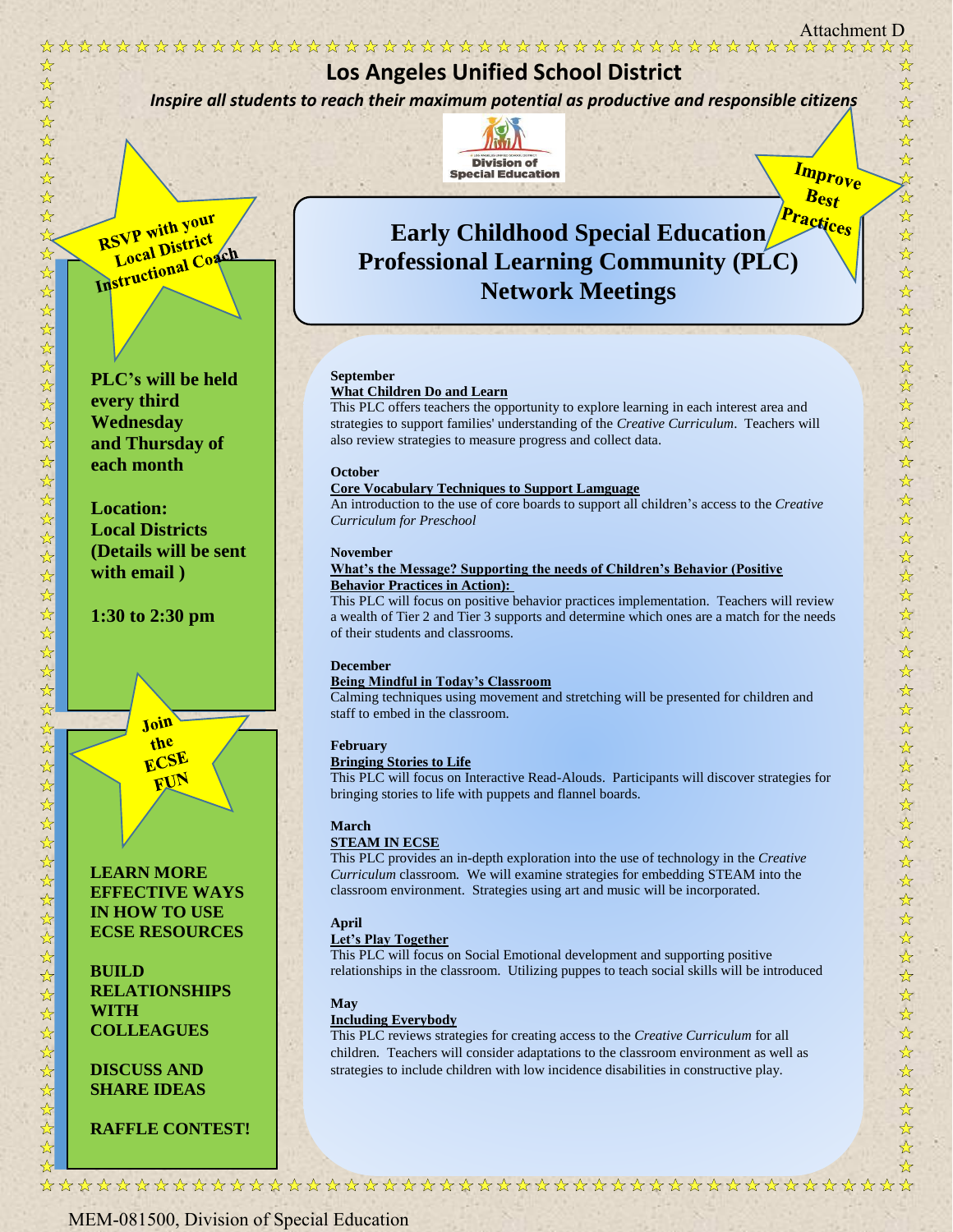Attachment D

# Los Angeles Unified School District

***Inspire all students to reach their maximum potential as productive and responsible citizens***

Division of Special Education

## Early Childhood Special Education Professional Learning Community (PLC) Network Meetings

Improve Best Practices

RSVP with your Local District Instructional Coach

**PLC's will be held every third Wednesday and Thursday of each month**

**Location: Local Districts (Details will be sent with email )**

**1:30 to 2:30 pm**

Join the ECSE FUN

**LEARN MORE EFFECTIVE WAYS IN HOW TO USE ECSE RESOURCES**

**BUILD RELATIONSHIPS WITH COLLEAGUES**

**DISCUSS AND SHARE IDEAS**

**RAFFLE CONTEST!**

**September**

**What Children Do and Learn**

This PLC offers teachers the opportunity to explore learning in each interest area and strategies to support families' understanding of the *Creative Curriculum*. Teachers will also review strategies to measure progress and collect data.

**October**

**Core Vocabulary Techniques to Support Lamguage**

An introduction to the use of core boards to support all children's access to the *Creative Curriculum for Preschool*

**November**

**What's the Message? Supporting the needs of Children's Behavior (Positive Behavior Practices in Action):**

This PLC will focus on positive behavior practices implementation. Teachers will review a wealth of Tier 2 and Tier 3 supports and determine which ones are a match for the needs of their students and classrooms.

**December**

**Being Mindful in Today's Classroom**

Calming techniques using movement and stretching will be presented for children and staff to embed in the classroom.

**February**

**Bringing Stories to Life**

This PLC will focus on Interactive Read-Alouds. Participants will discover strategies for bringing stories to life with puppets and flannel boards.

**March**

**STEAM IN ECSE**

This PLC provides an in-depth exploration into the use of technology in the *Creative Curriculum* classroom. We will examine strategies for embedding STEAM into the classroom environment. Strategies using art and music will be incorporated.

**April**

**Let's Play Together**

This PLC will focus on Social Emotional development and supporting positive relationships in the classroom. Utilizing puppes to teach social skills will be introduced

**May**

**Including Everybody**

This PLC reviews strategies for creating access to the *Creative Curriculum* for all children. Teachers will consider adaptations to the classroom environment as well as strategies to include children with low incidence disabilities in constructive play.

MEM-081500, Division of Special Education